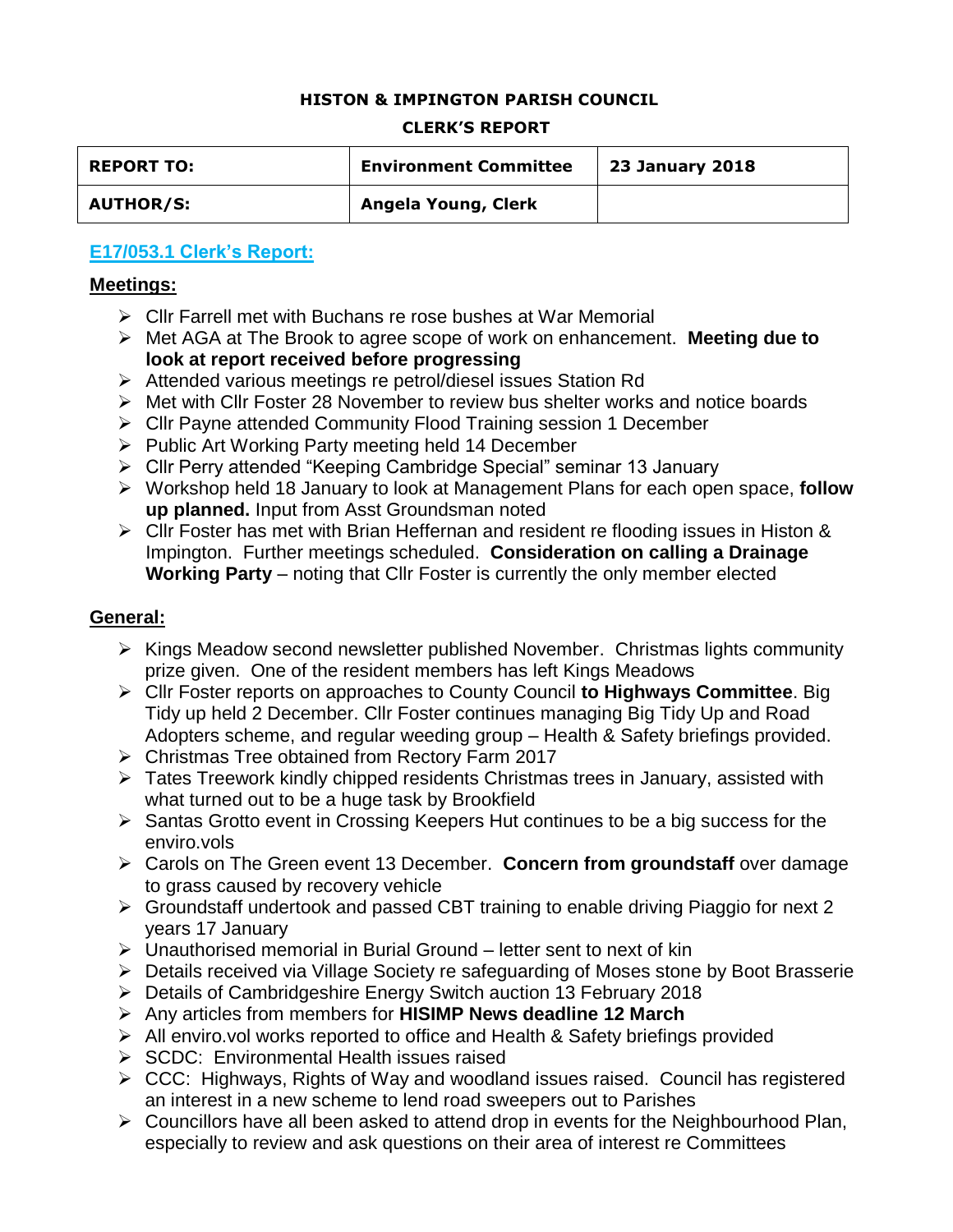**HISTON & IMPINGTON PARISH COUNCIL**

**CLERK'S REPORT**

| **REPORT TO:** | **Environment Committee** | **23 January 2018** |
|---|---|---|
| **AUTHOR/S:** | **Angela Young, Clerk** | |

## E17/053.1 Clerk's Report:

### Meetings:

- Cllr Farrell met with Buchans re rose bushes at War Memorial
- Met AGA at The Brook to agree scope of work on enhancement. **Meeting due to look at report received before progressing**
- Attended various meetings re petrol/diesel issues Station Rd
- Met with Cllr Foster 28 November to review bus shelter works and notice boards
- Cllr Payne attended Community Flood Training session 1 December
- Public Art Working Party meeting held 14 December
- Cllr Perry attended "Keeping Cambridge Special" seminar 13 January
- Workshop held 18 January to look at Management Plans for each open space, **follow up planned.** Input from Asst Groundsman noted
- Cllr Foster has met with Brian Heffernan and resident re flooding issues in Histon & Impington. Further meetings scheduled. **Consideration on calling a Drainage Working Party** – noting that Cllr Foster is currently the only member elected

### General:

- Kings Meadow second newsletter published November. Christmas lights community prize given. One of the resident members has left Kings Meadows
- Cllr Foster reports on approaches to County Council **to Highways Committee**. Big Tidy up held 2 December. Cllr Foster continues managing Big Tidy Up and Road Adopters scheme, and regular weeding group – Health & Safety briefings provided.
- Christmas Tree obtained from Rectory Farm 2017
- Tates Treework kindly chipped residents Christmas trees in January, assisted with what turned out to be a huge task by Brookfield
- Santas Grotto event in Crossing Keepers Hut continues to be a big success for the enviro.vols
- Carols on The Green event 13 December. **Concern from groundstaff** over damage to grass caused by recovery vehicle
- Groundstaff undertook and passed CBT training to enable driving Piaggio for next 2 years 17 January
- Unauthorised memorial in Burial Ground – letter sent to next of kin
- Details received via Village Society re safeguarding of Moses stone by Boot Brasserie
- Details of Cambridgeshire Energy Switch auction 13 February 2018
- Any articles from members for **HISIMP News deadline 12 March**
- All enviro.vol works reported to office and Health & Safety briefings provided
- SCDC: Environmental Health issues raised
- CCC: Highways, Rights of Way and woodland issues raised. Council has registered an interest in a new scheme to lend road sweepers out to Parishes
- Councillors have all been asked to attend drop in events for the Neighbourhood Plan, especially to review and ask questions on their area of interest re Committees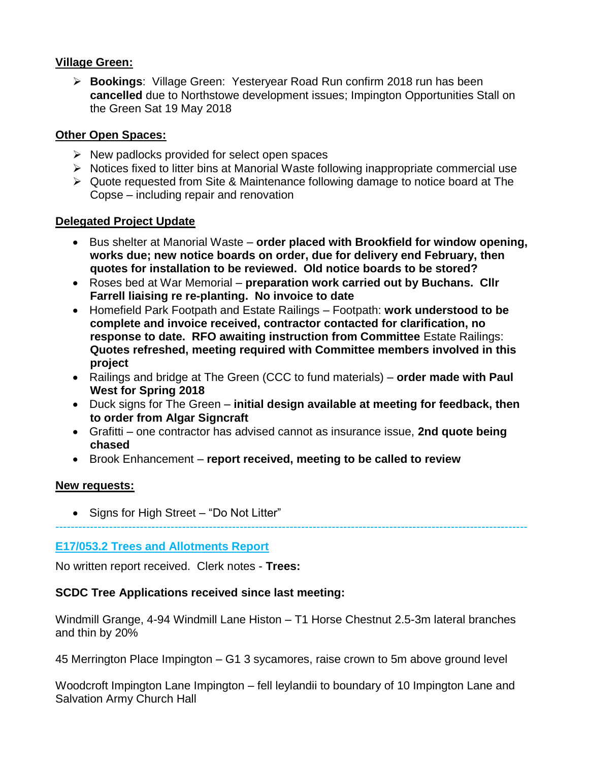**Village Green:**

- **Bookings**: Village Green: Yesteryear Road Run confirm 2018 run has been **cancelled** due to Northstowe development issues; Impington Opportunities Stall on the Green Sat 19 May 2018

**Other Open Spaces:**

- New padlocks provided for select open spaces
- Notices fixed to litter bins at Manorial Waste following inappropriate commercial use
- Quote requested from Site & Maintenance following damage to notice board at The Copse – including repair and renovation

**Delegated Project Update**

- Bus shelter at Manorial Waste – **order placed with Brookfield for window opening, works due; new notice boards on order, due for delivery end February, then quotes for installation to be reviewed. Old notice boards to be stored?**
- Roses bed at War Memorial – **preparation work carried out by Buchans. Cllr Farrell liaising re re-planting. No invoice to date**
- Homefield Park Footpath and Estate Railings – Footpath: **work understood to be complete and invoice received, contractor contacted for clarification, no response to date. RFO awaiting instruction from Committee** Estate Railings: **Quotes refreshed, meeting required with Committee members involved in this project**
- Railings and bridge at The Green (CCC to fund materials) – **order made with Paul West for Spring 2018**
- Duck signs for The Green – **initial design available at meeting for feedback, then to order from Algar Signcraft**
- Grafitti – one contractor has advised cannot as insurance issue, **2nd quote being chased**
- Brook Enhancement – **report received, meeting to be called to review**

**New requests:**

- Signs for High Street – "Do Not Litter"

---

**E17/053.2 Trees and Allotments Report**

No written report received. Clerk notes - **Trees:**

**SCDC Tree Applications received since last meeting:**

Windmill Grange, 4-94 Windmill Lane Histon – T1 Horse Chestnut 2.5-3m lateral branches and thin by 20%

45 Merrington Place Impington – G1 3 sycamores, raise crown to 5m above ground level

Woodcroft Impington Lane Impington – fell leylandii to boundary of 10 Impington Lane and Salvation Army Church Hall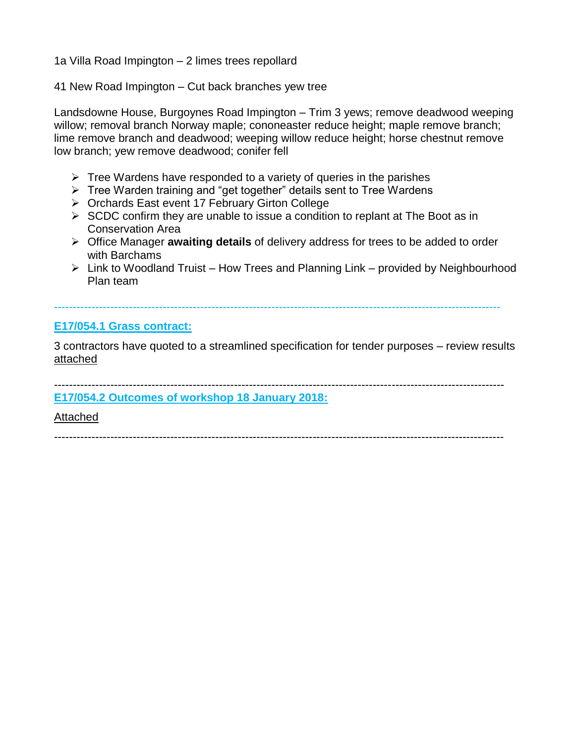1a Villa Road Impington – 2 limes trees repollard

41 New Road Impington – Cut back branches yew tree

Landsdowne House, Burgoynes Road Impington – Trim 3 yews; remove deadwood weeping willow; removal branch Norway maple; cononeaster reduce height; maple remove branch; lime remove branch and deadwood; weeping willow reduce height; horse chestnut remove low branch; yew remove deadwood; conifer fell

- Tree Wardens have responded to a variety of queries in the parishes
- Tree Warden training and "get together" details sent to Tree Wardens
- Orchards East event 17 February Girton College
- SCDC confirm they are unable to issue a condition to replant at The Boot as in Conservation Area
- Office Manager **awaiting details** of delivery address for trees to be added to order with Barchams
- Link to Woodland Truist – How Trees and Planning Link – provided by Neighbourhood Plan team

---

**E17/054.1 Grass contract:**

3 contractors have quoted to a streamlined specification for tender purposes – review results attached

---

**E17/054.2 Outcomes of workshop 18 January 2018:**

Attached

---